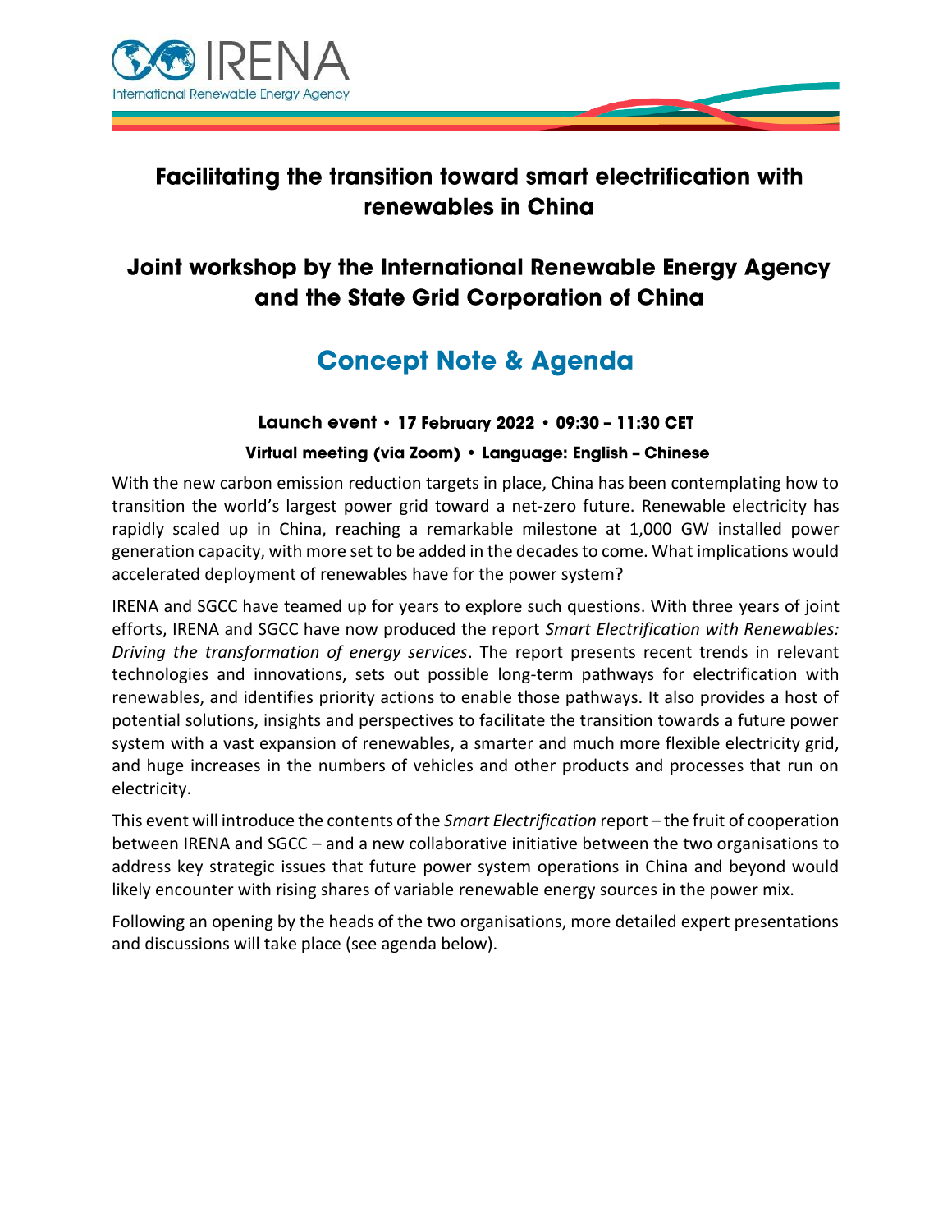# Facilitating the transition toward smart electrification with renewables in China

## Joint workshop by the International Renewable Energy Agency and the State Grid Corporation of China

## Concept Note & Agenda

**Launch event • 17 February 2022 • 09:30 – 11:30 CET**

**Virtual meeting (via Zoom) • Language: English – Chinese**

With the new carbon emission reduction targets in place, China has been contemplating how to transition the world's largest power grid toward a net-zero future. Renewable electricity has rapidly scaled up in China, reaching a remarkable milestone at 1,000 GW installed power generation capacity, with more set to be added in the decades to come. What implications would accelerated deployment of renewables have for the power system?

IRENA and SGCC have teamed up for years to explore such questions. With three years of joint efforts, IRENA and SGCC have now produced the report *Smart Electrification with Renewables: Driving the transformation of energy services*. The report presents recent trends in relevant technologies and innovations, sets out possible long-term pathways for electrification with renewables, and identifies priority actions to enable those pathways. It also provides a host of potential solutions, insights and perspectives to facilitate the transition towards a future power system with a vast expansion of renewables, a smarter and much more flexible electricity grid, and huge increases in the numbers of vehicles and other products and processes that run on electricity.

This event will introduce the contents of the *Smart Electrification* report – the fruit of cooperation between IRENA and SGCC – and a new collaborative initiative between the two organisations to address key strategic issues that future power system operations in China and beyond would likely encounter with rising shares of variable renewable energy sources in the power mix.

Following an opening by the heads of the two organisations, more detailed expert presentations and discussions will take place (see agenda below).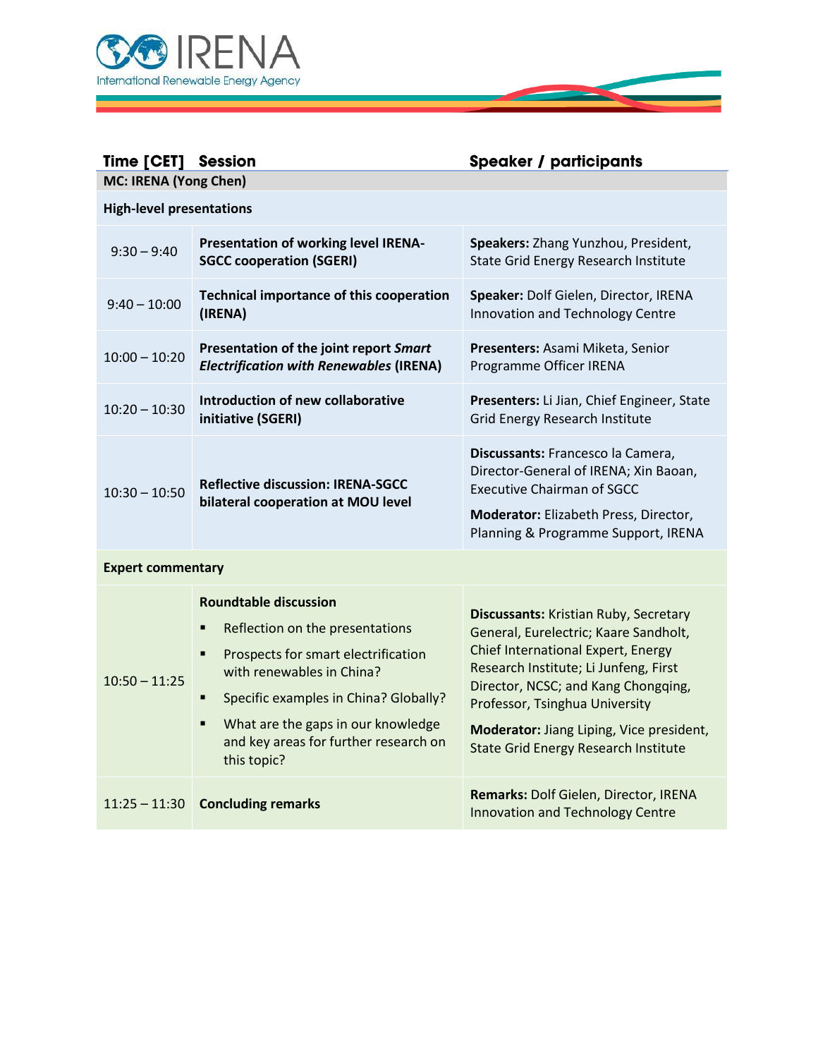| Time [CET] | Session | Speaker / participants |
|---|---|---|
| **MC: IRENA (Yong Chen)** | | |
| **High-level presentations** | | |
| 9:30 – 9:40 | **Presentation of working level IRENA-SGCC cooperation (SGERI)** | **Speakers:** Zhang Yunzhou, President, State Grid Energy Research Institute |
| 9:40 – 10:00 | **Technical importance of this cooperation (IRENA)** | **Speaker:** Dolf Gielen, Director, IRENA Innovation and Technology Centre |
| 10:00 – 10:20 | **Presentation of the joint report *Smart Electrification with Renewables* (IRENA)** | **Presenters:** Asami Miketa, Senior Programme Officer IRENA |
| 10:20 – 10:30 | **Introduction of new collaborative initiative (SGERI)** | **Presenters:** Li Jian, Chief Engineer, State Grid Energy Research Institute |
| 10:30 – 10:50 | **Reflective discussion: IRENA-SGCC bilateral cooperation at MOU level** | **Discussants:** Francesco la Camera, Director-General of IRENA; Xin Baoan, Executive Chairman of SGCC<br>**Moderator:** Elizabeth Press, Director, Planning & Programme Support, IRENA |
| **Expert commentary** | | |
| 10:50 – 11:25 | **Roundtable discussion**<br>▪ Reflection on the presentations<br>▪ Prospects for smart electrification with renewables in China?<br>▪ Specific examples in China? Globally?<br>▪ What are the gaps in our knowledge and key areas for further research on this topic? | **Discussants:** Kristian Ruby, Secretary General, Eurelectric; Kaare Sandholt, Chief International Expert, Energy Research Institute; Li Junfeng, First Director, NCSC; and Kang Chongqing, Professor, Tsinghua University<br>**Moderator:** Jiang Liping, Vice president, State Grid Energy Research Institute |
| 11:25 – 11:30 | **Concluding remarks** | **Remarks:** Dolf Gielen, Director, IRENA Innovation and Technology Centre |